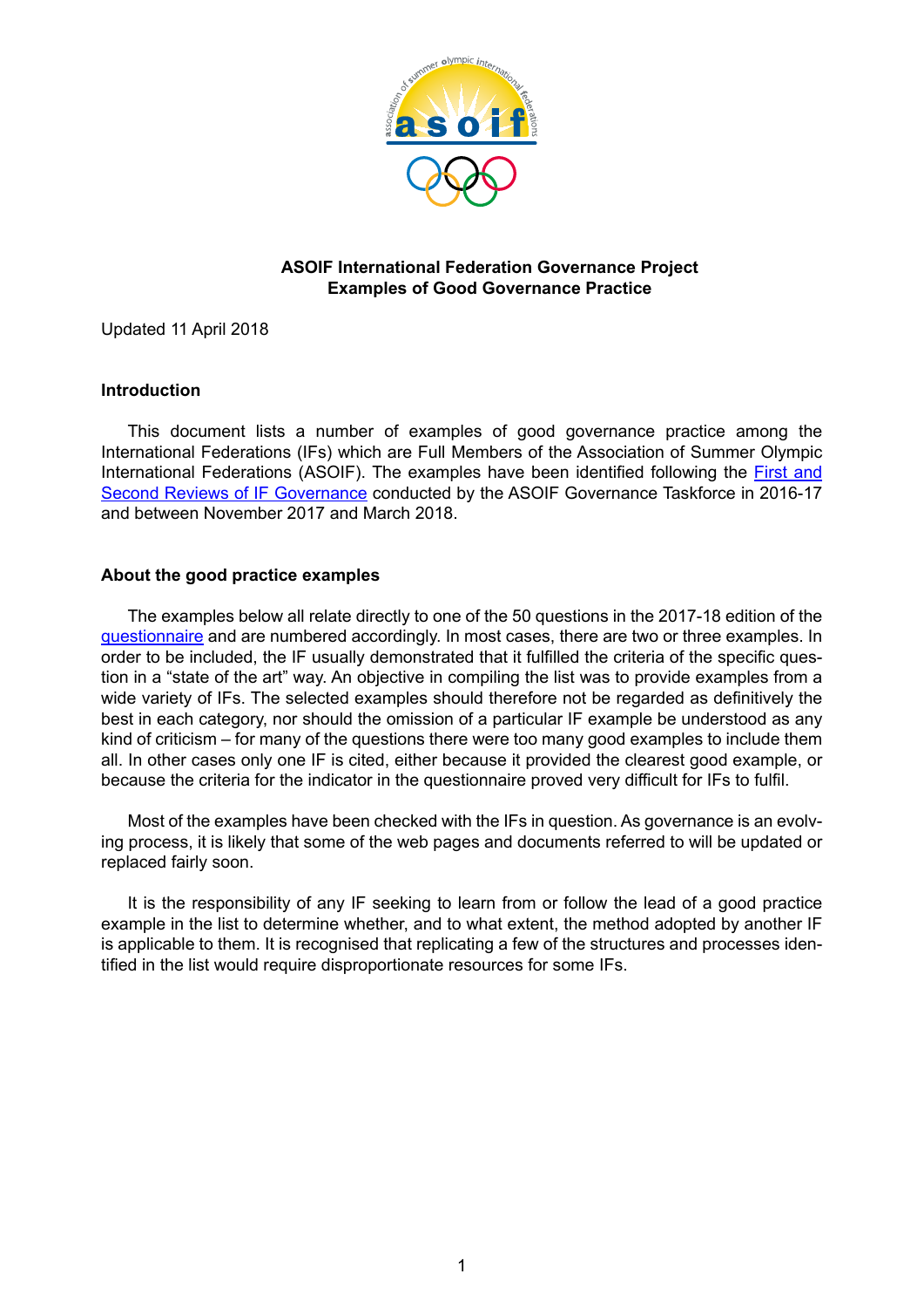# ASOIF International Federation Governance Project
## Examples of Good Governance Practice

Updated 11 April 2018

### Introduction

This document lists a number of examples of good governance practice among the International Federations (IFs) which are Full Members of the Association of Summer Olympic International Federations (ASOIF). The examples have been identified following the First and Second Reviews of IF Governance conducted by the ASOIF Governance Taskforce in 2016-17 and between November 2017 and March 2018.

### About the good practice examples

The examples below all relate directly to one of the 50 questions in the 2017-18 edition of the questionnaire and are numbered accordingly. In most cases, there are two or three examples. In order to be included, the IF usually demonstrated that it fulfilled the criteria of the specific question in a "state of the art" way. An objective in compiling the list was to provide examples from a wide variety of IFs. The selected examples should therefore not be regarded as definitively the best in each category, nor should the omission of a particular IF example be understood as any kind of criticism – for many of the questions there were too many good examples to include them all. In other cases only one IF is cited, either because it provided the clearest good example, or because the criteria for the indicator in the questionnaire proved very difficult for IFs to fulfil.

Most of the examples have been checked with the IFs in question. As governance is an evolving process, it is likely that some of the web pages and documents referred to will be updated or replaced fairly soon.

It is the responsibility of any IF seeking to learn from or follow the lead of a good practice example in the list to determine whether, and to what extent, the method adopted by another IF is applicable to them. It is recognised that replicating a few of the structures and processes identified in the list would require disproportionate resources for some IFs.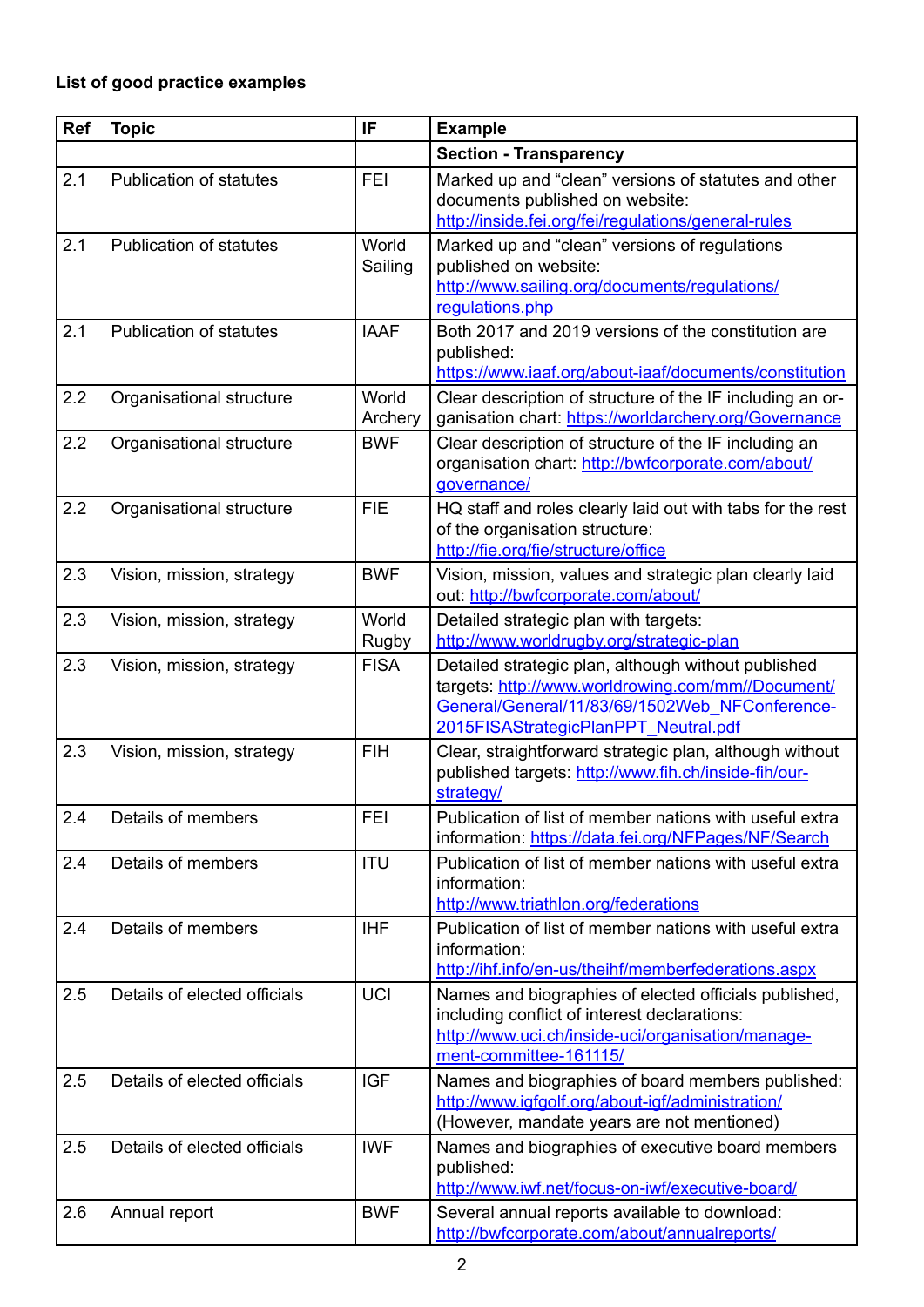**List of good practice examples**

| Ref | Topic | IF | Example |
|---|---|---|---|
| | | | **Section - Transparency** |
| 2.1 | Publication of statutes | FEI | Marked up and "clean" versions of statutes and other documents published on website: http://inside.fei.org/fei/regulations/general-rules |
| 2.1 | Publication of statutes | World Sailing | Marked up and "clean" versions of regulations published on website: http://www.sailing.org/documents/regulations/regulations.php |
| 2.1 | Publication of statutes | IAAF | Both 2017 and 2019 versions of the constitution are published: https://www.iaaf.org/about-iaaf/documents/constitution |
| 2.2 | Organisational structure | World Archery | Clear description of structure of the IF including an organisation chart: https://worldarchery.org/Governance |
| 2.2 | Organisational structure | BWF | Clear description of structure of the IF including an organisation chart: http://bwfcorporate.com/about/governance/ |
| 2.2 | Organisational structure | FIE | HQ staff and roles clearly laid out with tabs for the rest of the organisation structure: http://fie.org/fie/structure/office |
| 2.3 | Vision, mission, strategy | BWF | Vision, mission, values and strategic plan clearly laid out: http://bwfcorporate.com/about/ |
| 2.3 | Vision, mission, strategy | World Rugby | Detailed strategic plan with targets: http://www.worldrugby.org/strategic-plan |
| 2.3 | Vision, mission, strategy | FISA | Detailed strategic plan, although without published targets: http://www.worldrowing.com/mm//Document/General/General/11/83/69/1502Web_NFConference-2015FISAStrategicPlanPPT_Neutral.pdf |
| 2.3 | Vision, mission, strategy | FIH | Clear, straightforward strategic plan, although without published targets: http://www.fih.ch/inside-fih/our-strategy/ |
| 2.4 | Details of members | FEI | Publication of list of member nations with useful extra information: https://data.fei.org/NFPages/NF/Search |
| 2.4 | Details of members | ITU | Publication of list of member nations with useful extra information: http://www.triathlon.org/federations |
| 2.4 | Details of members | IHF | Publication of list of member nations with useful extra information: http://ihf.info/en-us/theihf/memberfederations.aspx |
| 2.5 | Details of elected officials | UCI | Names and biographies of elected officials published, including conflict of interest declarations: http://www.uci.ch/inside-uci/organisation/management-committee-161115/ |
| 2.5 | Details of elected officials | IGF | Names and biographies of board members published: http://www.igfgolf.org/about-igf/administration/ (However, mandate years are not mentioned) |
| 2.5 | Details of elected officials | IWF | Names and biographies of executive board members published: http://www.iwf.net/focus-on-iwf/executive-board/ |
| 2.6 | Annual report | BWF | Several annual reports available to download: http://bwfcorporate.com/about/annualreports/ |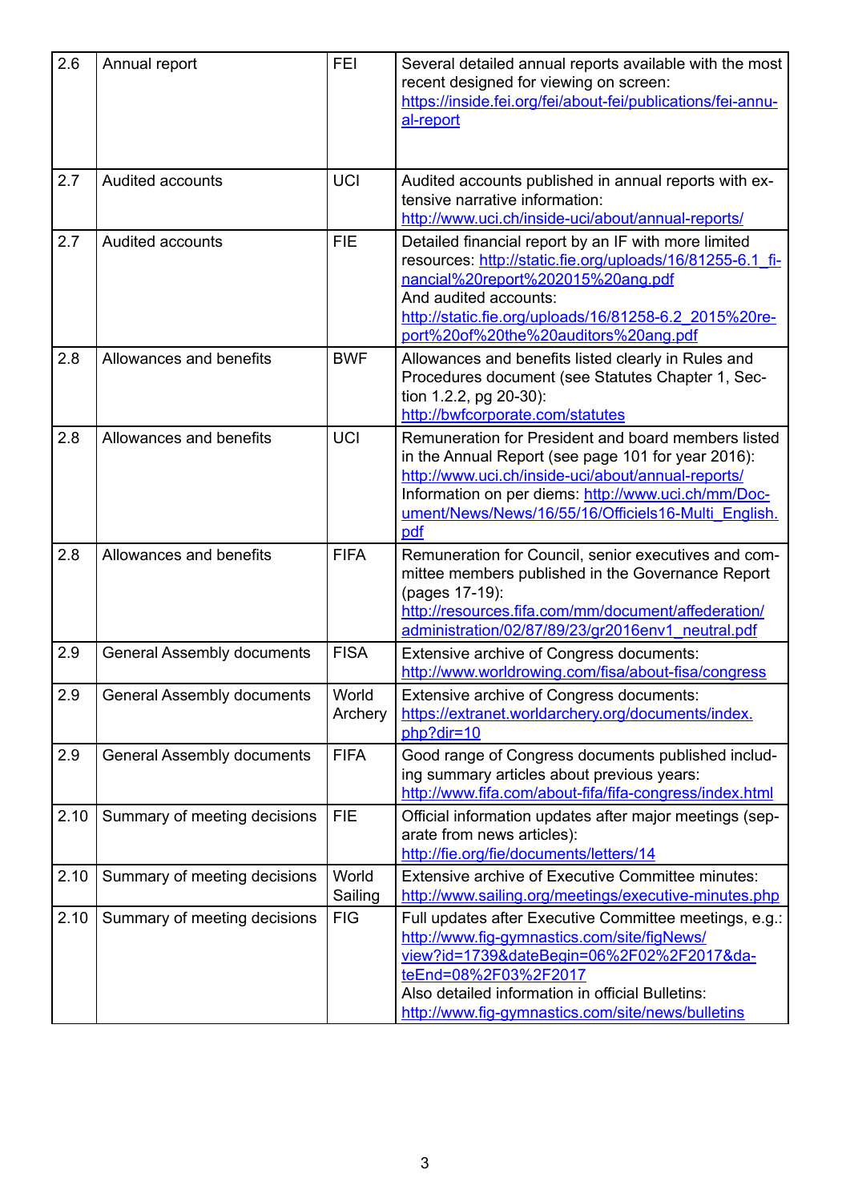| | | | |
|---|---|---|---|
| 2.6 | Annual report | FEI | Several detailed annual reports available with the most recent designed for viewing on screen: https://inside.fei.org/fei/about-fei/publications/fei-annual-report |
| 2.7 | Audited accounts | UCI | Audited accounts published in annual reports with extensive narrative information: http://www.uci.ch/inside-uci/about/annual-reports/ |
| 2.7 | Audited accounts | FIE | Detailed financial report by an IF with more limited resources: http://static.fie.org/uploads/16/81255-6.1_financial%20report%202015%20ang.pdf And audited accounts: http://static.fie.org/uploads/16/81258-6.2_2015%20report%20of%20the%20auditors%20ang.pdf |
| 2.8 | Allowances and benefits | BWF | Allowances and benefits listed clearly in Rules and Procedures document (see Statutes Chapter 1, Section 1.2.2, pg 20-30): http://bwfcorporate.com/statutes |
| 2.8 | Allowances and benefits | UCI | Remuneration for President and board members listed in the Annual Report (see page 101 for year 2016): http://www.uci.ch/inside-uci/about/annual-reports/ Information on per diems: http://www.uci.ch/mm/Document/News/News/16/55/16/Officiels16-Multi_English.pdf |
| 2.8 | Allowances and benefits | FIFA | Remuneration for Council, senior executives and committee members published in the Governance Report (pages 17-19): http://resources.fifa.com/mm/document/affederation/administration/02/87/89/23/gr2016env1_neutral.pdf |
| 2.9 | General Assembly documents | FISA | Extensive archive of Congress documents: http://www.worldrowing.com/fisa/about-fisa/congress |
| 2.9 | General Assembly documents | World Archery | Extensive archive of Congress documents: https://extranet.worldarchery.org/documents/index.php?dir=10 |
| 2.9 | General Assembly documents | FIFA | Good range of Congress documents published including summary articles about previous years: http://www.fifa.com/about-fifa/fifa-congress/index.html |
| 2.10 | Summary of meeting decisions | FIE | Official information updates after major meetings (separate from news articles): http://fie.org/fie/documents/letters/14 |
| 2.10 | Summary of meeting decisions | World Sailing | Extensive archive of Executive Committee minutes: http://www.sailing.org/meetings/executive-minutes.php |
| 2.10 | Summary of meeting decisions | FIG | Full updates after Executive Committee meetings, e.g.: http://www.fig-gymnastics.com/site/figNews/view?id=1739&dateBegin=06%2F02%2F2017&dateEnd=08%2F03%2F2017 Also detailed information in official Bulletins: http://www.fig-gymnastics.com/site/news/bulletins |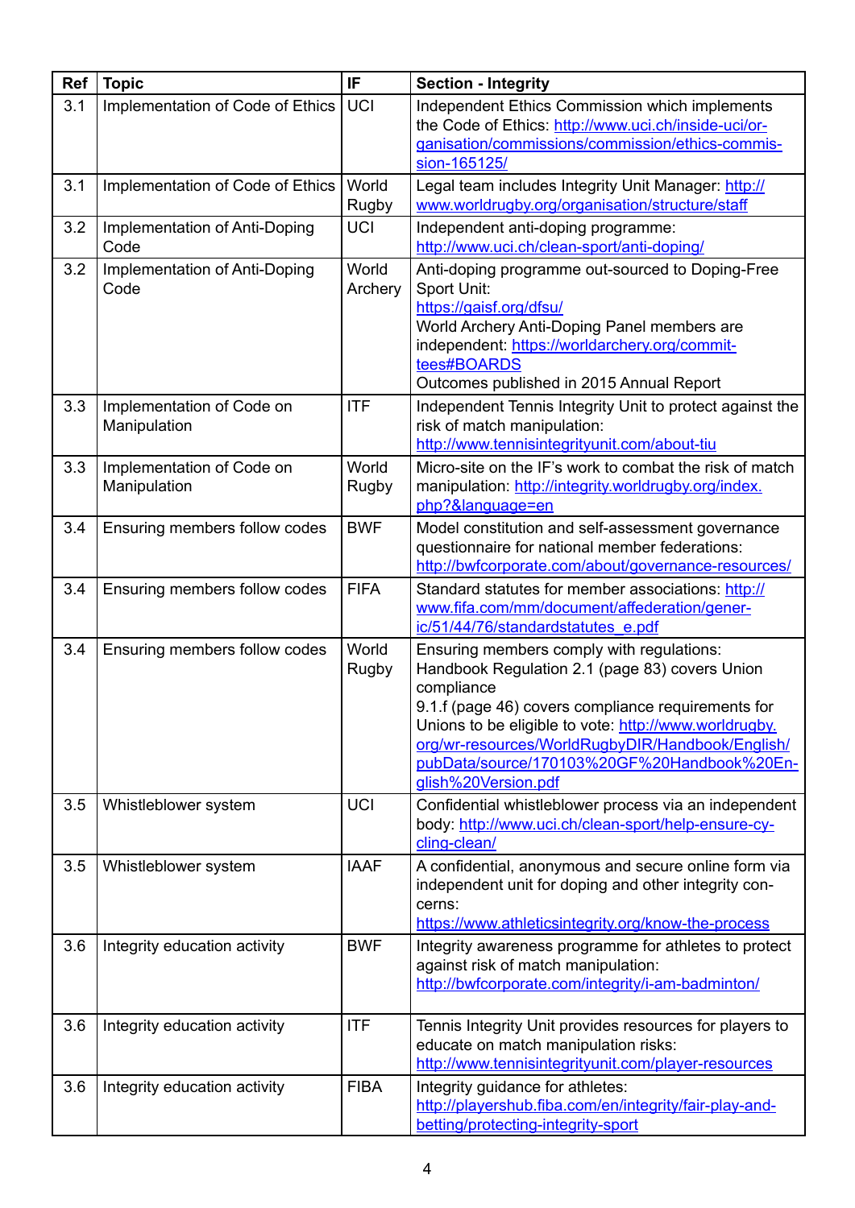| Ref | Topic | IF | Section - Integrity |
|---|---|---|---|
| 3.1 | Implementation of Code of Ethics | UCI | Independent Ethics Commission which implements the Code of Ethics: http://www.uci.ch/inside-uci/organisation/commissions/commission/ethics-commission-165125/ |
| 3.1 | Implementation of Code of Ethics | World Rugby | Legal team includes Integrity Unit Manager: http://www.worldrugby.org/organisation/structure/staff |
| 3.2 | Implementation of Anti-Doping Code | UCI | Independent anti-doping programme: http://www.uci.ch/clean-sport/anti-doping/ |
| 3.2 | Implementation of Anti-Doping Code | World Archery | Anti-doping programme out-sourced to Doping-Free Sport Unit: https://gaisf.org/dfsu/ World Archery Anti-Doping Panel members are independent: https://worldarchery.org/committees#BOARDS Outcomes published in 2015 Annual Report |
| 3.3 | Implementation of Code on Manipulation | ITF | Independent Tennis Integrity Unit to protect against the risk of match manipulation: http://www.tennisintegrityunit.com/about-tiu |
| 3.3 | Implementation of Code on Manipulation | World Rugby | Micro-site on the IF's work to combat the risk of match manipulation: http://integrity.worldrugby.org/index.php?&language=en |
| 3.4 | Ensuring members follow codes | BWF | Model constitution and self-assessment governance questionnaire for national member federations: http://bwfcorporate.com/about/governance-resources/ |
| 3.4 | Ensuring members follow codes | FIFA | Standard statutes for member associations: http://www.fifa.com/mm/document/affederation/generic/51/44/76/standardstatutes_e.pdf |
| 3.4 | Ensuring members follow codes | World Rugby | Ensuring members comply with regulations: Handbook Regulation 2.1 (page 83) covers Union compliance 9.1.f (page 46) covers compliance requirements for Unions to be eligible to vote: http://www.worldrugby.org/wr-resources/WorldRugbyDIR/Handbook/English/pubData/source/170103%20GF%20Handbook%20English%20Version.pdf |
| 3.5 | Whistleblower system | UCI | Confidential whistleblower process via an independent body: http://www.uci.ch/clean-sport/help-ensure-cycling-clean/ |
| 3.5 | Whistleblower system | IAAF | A confidential, anonymous and secure online form via independent unit for doping and other integrity concerns: https://www.athleticsintegrity.org/know-the-process |
| 3.6 | Integrity education activity | BWF | Integrity awareness programme for athletes to protect against risk of match manipulation: http://bwfcorporate.com/integrity/i-am-badminton/ |
| 3.6 | Integrity education activity | ITF | Tennis Integrity Unit provides resources for players to educate on match manipulation risks: http://www.tennisintegrityunit.com/player-resources |
| 3.6 | Integrity education activity | FIBA | Integrity guidance for athletes: http://playershub.fiba.com/en/integrity/fair-play-and-betting/protecting-integrity-sport |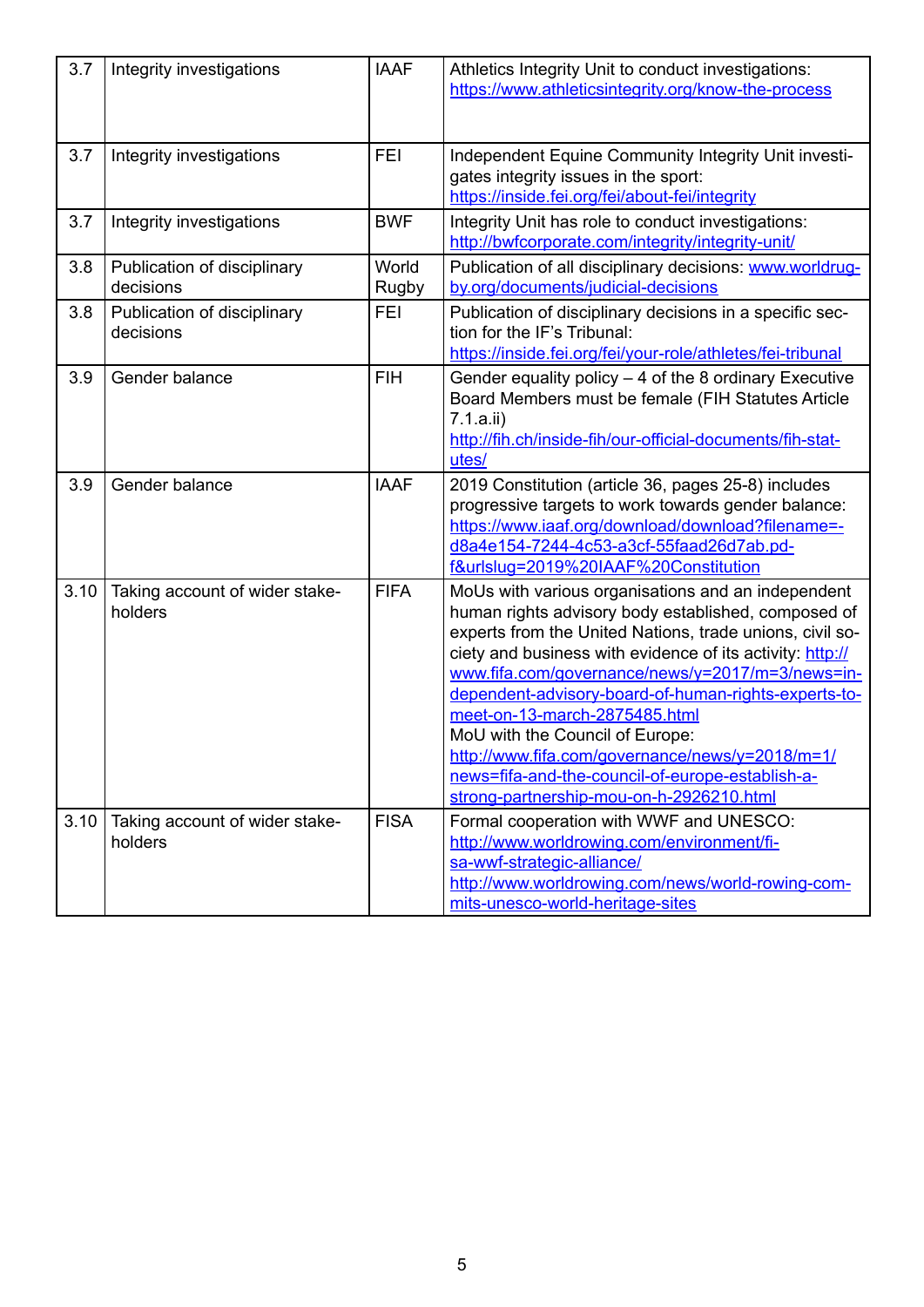| | | | |
|---|---|---|---|
| 3.7 | Integrity investigations | IAAF | Athletics Integrity Unit to conduct investigations: https://www.athleticsintegrity.org/know-the-process |
| 3.7 | Integrity investigations | FEI | Independent Equine Community Integrity Unit investigates integrity issues in the sport: https://inside.fei.org/fei/about-fei/integrity |
| 3.7 | Integrity investigations | BWF | Integrity Unit has role to conduct investigations: http://bwfcorporate.com/integrity/integrity-unit/ |
| 3.8 | Publication of disciplinary decisions | World Rugby | Publication of all disciplinary decisions: www.worldrugby.org/documents/judicial-decisions |
| 3.8 | Publication of disciplinary decisions | FEI | Publication of disciplinary decisions in a specific section for the IF's Tribunal: https://inside.fei.org/fei/your-role/athletes/fei-tribunal |
| 3.9 | Gender balance | FIH | Gender equality policy – 4 of the 8 ordinary Executive Board Members must be female (FIH Statutes Article 7.1.a.ii) http://fih.ch/inside-fih/our-official-documents/fih-statutes/ |
| 3.9 | Gender balance | IAAF | 2019 Constitution (article 36, pages 25-8) includes progressive targets to work towards gender balance: https://www.iaaf.org/download/download?filename=d8a4e154-7244-4c53-a3cf-55faad26d7ab.pdf&urlslug=2019%20IAAF%20Constitution |
| 3.10 | Taking account of wider stakeholders | FIFA | MoUs with various organisations and an independent human rights advisory body established, composed of experts from the United Nations, trade unions, civil society and business with evidence of its activity: http://www.fifa.com/governance/news/y=2017/m=3/news=independent-advisory-board-of-human-rights-experts-to-meet-on-13-march-2875485.html<br>MoU with the Council of Europe: http://www.fifa.com/governance/news/y=2018/m=1/news=fifa-and-the-council-of-europe-establish-a-strong-partnership-mou-on-h-2926210.html |
| 3.10 | Taking account of wider stakeholders | FISA | Formal cooperation with WWF and UNESCO: http://www.worldrowing.com/environment/fisa-wwf-strategic-alliance/ http://www.worldrowing.com/news/world-rowing-commits-unesco-world-heritage-sites |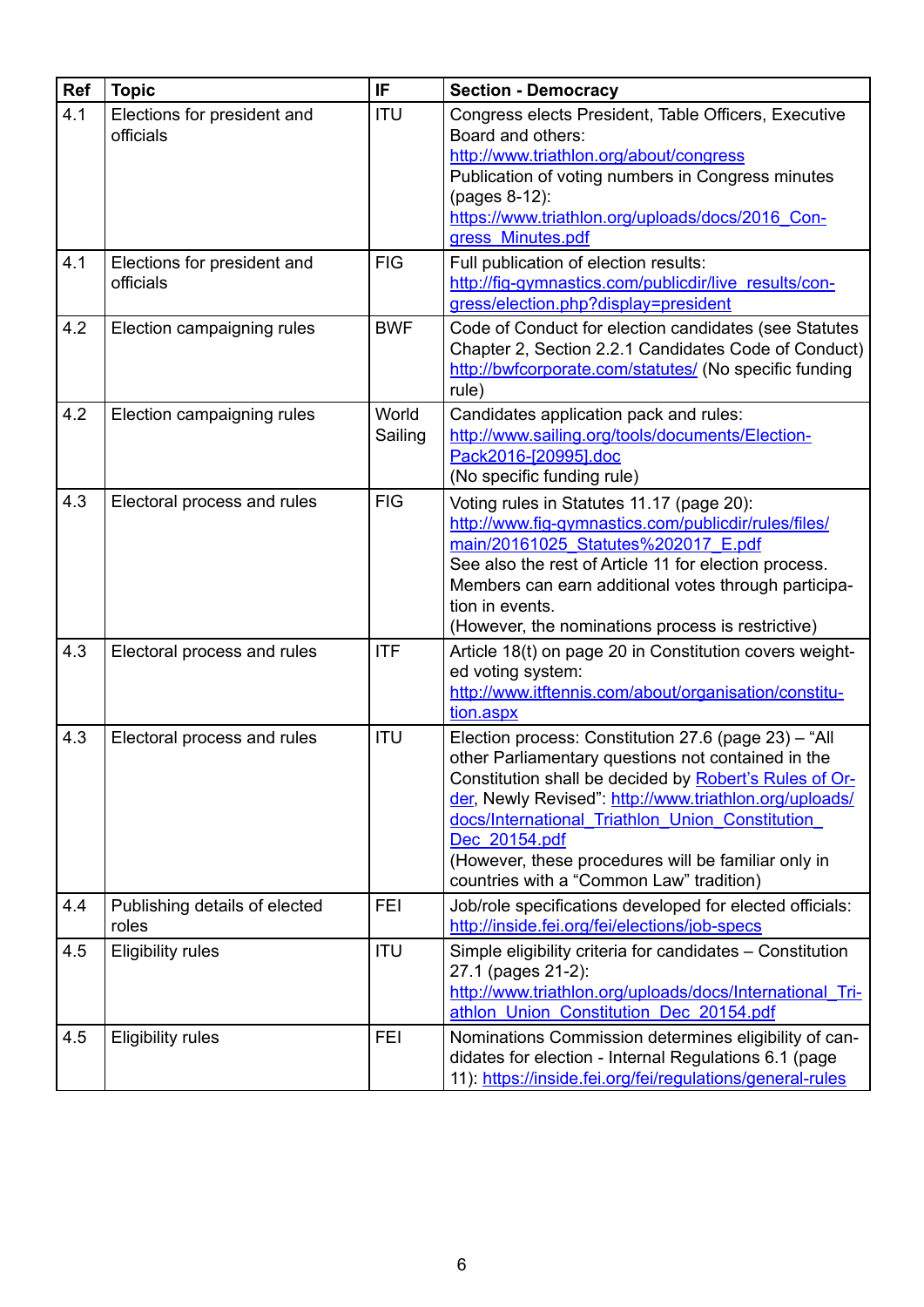| Ref | Topic | IF | Section - Democracy |
|---|---|---|---|
| 4.1 | Elections for president and officials | ITU | Congress elects President, Table Officers, Executive Board and others: http://www.triathlon.org/about/congress Publication of voting numbers in Congress minutes (pages 8-12): https://www.triathlon.org/uploads/docs/2016_Congress_Minutes.pdf |
| 4.1 | Elections for president and officials | FIG | Full publication of election results: http://fig-gymnastics.com/publicdir/live_results/congress/election.php?display=president |
| 4.2 | Election campaigning rules | BWF | Code of Conduct for election candidates (see Statutes Chapter 2, Section 2.2.1 Candidates Code of Conduct) http://bwfcorporate.com/statutes/ (No specific funding rule) |
| 4.2 | Election campaigning rules | World Sailing | Candidates application pack and rules: http://www.sailing.org/tools/documents/Election-Pack2016-[20995].doc (No specific funding rule) |
| 4.3 | Electoral process and rules | FIG | Voting rules in Statutes 11.17 (page 20): http://www.fig-gymnastics.com/publicdir/rules/files/main/20161025_Statutes%202017_E.pdf See also the rest of Article 11 for election process. Members can earn additional votes through participation in events. (However, the nominations process is restrictive) |
| 4.3 | Electoral process and rules | ITF | Article 18(t) on page 20 in Constitution covers weighted voting system: http://www.itftennis.com/about/organisation/constitution.aspx |
| 4.3 | Electoral process and rules | ITU | Election process: Constitution 27.6 (page 23) – "All other Parliamentary questions not contained in the Constitution shall be decided by Robert's Rules of Order, Newly Revised": http://www.triathlon.org/uploads/docs/International_Triathlon_Union_Constitution_Dec_20154.pdf (However, these procedures will be familiar only in countries with a "Common Law" tradition) |
| 4.4 | Publishing details of elected roles | FEI | Job/role specifications developed for elected officials: http://inside.fei.org/fei/elections/job-specs |
| 4.5 | Eligibility rules | ITU | Simple eligibility criteria for candidates – Constitution 27.1 (pages 21-2): http://www.triathlon.org/uploads/docs/International_Triathlon_Union_Constitution_Dec_20154.pdf |
| 4.5 | Eligibility rules | FEI | Nominations Commission determines eligibility of candidates for election - Internal Regulations 6.1 (page 11): https://inside.fei.org/fei/regulations/general-rules |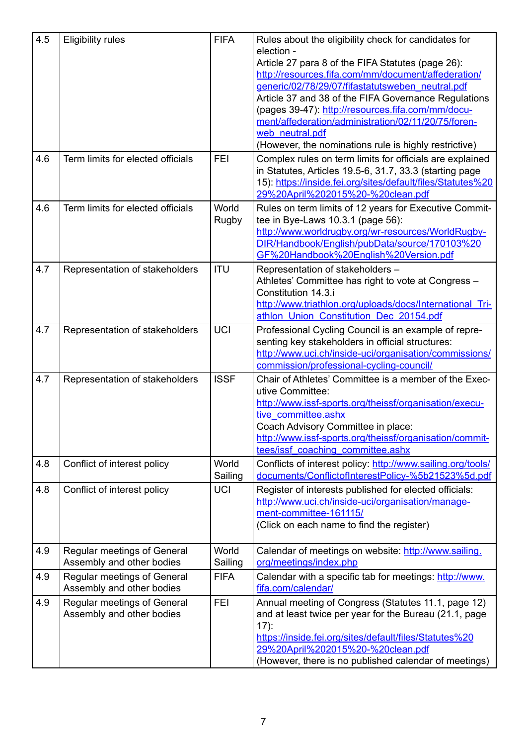| | | | |
|---|---|---|---|
| 4.5 | Eligibility rules | FIFA | Rules about the eligibility check for candidates for election - Article 27 para 8 of the FIFA Statutes (page 26): http://resources.fifa.com/mm/document/affederation/generic/02/78/29/07/fifastatutsweben_neutral.pdf Article 37 and 38 of the FIFA Governance Regulations (pages 39-47): http://resources.fifa.com/mm/document/affederation/administration/02/11/20/75/forenweb_neutral.pdf (However, the nominations rule is highly restrictive) |
| 4.6 | Term limits for elected officials | FEI | Complex rules on term limits for officials are explained in Statutes, Articles 19.5-6, 31.7, 33.3 (starting page 15): https://inside.fei.org/sites/default/files/Statutes%2029%20April%202015%20-%20clean.pdf |
| 4.6 | Term limits for elected officials | World Rugby | Rules on term limits of 12 years for Executive Committee in Bye-Laws 10.3.1 (page 56): http://www.worldrugby.org/wr-resources/WorldRugbyDIR/Handbook/English/pubData/source/170103%20GF%20Handbook%20English%20Version.pdf |
| 4.7 | Representation of stakeholders | ITU | Representation of stakeholders – Athletes' Committee has right to vote at Congress – Constitution 14.3.i http://www.triathlon.org/uploads/docs/International_Triathlon_Union_Constitution_Dec_20154.pdf |
| 4.7 | Representation of stakeholders | UCI | Professional Cycling Council is an example of representing key stakeholders in official structures: http://www.uci.ch/inside-uci/organisation/commissions/commission/professional-cycling-council/ |
| 4.7 | Representation of stakeholders | ISSF | Chair of Athletes' Committee is a member of the Executive Committee: http://www.issf-sports.org/theissf/organisation/executive_committee.ashx Coach Advisory Committee in place: http://www.issf-sports.org/theissf/organisation/committees/issf_coaching_committee.ashx |
| 4.8 | Conflict of interest policy | World Sailing | Conflicts of interest policy: http://www.sailing.org/tools/documents/ConflictofInterestPolicy-%5b21523%5d.pdf |
| 4.8 | Conflict of interest policy | UCI | Register of interests published for elected officials: http://www.uci.ch/inside-uci/organisation/management-committee-161115/ (Click on each name to find the register) |
| 4.9 | Regular meetings of General Assembly and other bodies | World Sailing | Calendar of meetings on website: http://www.sailing.org/meetings/index.php |
| 4.9 | Regular meetings of General Assembly and other bodies | FIFA | Calendar with a specific tab for meetings: http://www.fifa.com/calendar/ |
| 4.9 | Regular meetings of General Assembly and other bodies | FEI | Annual meeting of Congress (Statutes 11.1, page 12) and at least twice per year for the Bureau (21.1, page 17): https://inside.fei.org/sites/default/files/Statutes%2029%20April%202015%20-%20clean.pdf (However, there is no published calendar of meetings) |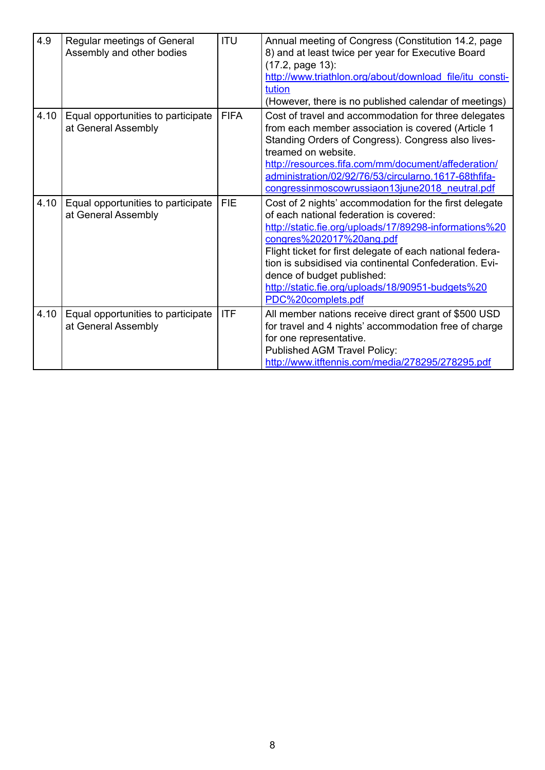| | | | |
|---|---|---|---|
| 4.9 | Regular meetings of General Assembly and other bodies | ITU | Annual meeting of Congress (Constitution 14.2, page 8) and at least twice per year for Executive Board (17.2, page 13): http://www.triathlon.org/about/download_file/itu_constitution (However, there is no published calendar of meetings) |
| 4.10 | Equal opportunities to participate at General Assembly | FIFA | Cost of travel and accommodation for three delegates from each member association is covered (Article 1 Standing Orders of Congress). Congress also livestreamed on website. http://resources.fifa.com/mm/document/affederation/administration/02/92/76/53/circularno.1617-68thfifacongressinmoscowrussiaon13june2018_neutral.pdf |
| 4.10 | Equal opportunities to participate at General Assembly | FIE | Cost of 2 nights' accommodation for the first delegate of each national federation is covered: http://static.fie.org/uploads/17/89298-informations%20congres%202017%20ang.pdf Flight ticket for first delegate of each national federation is subsidised via continental Confederation. Evidence of budget published: http://static.fie.org/uploads/18/90951-budgets%20PDC%20complets.pdf |
| 4.10 | Equal opportunities to participate at General Assembly | ITF | All member nations receive direct grant of $500 USD for travel and 4 nights' accommodation free of charge for one representative. Published AGM Travel Policy: http://www.itftennis.com/media/278295/278295.pdf |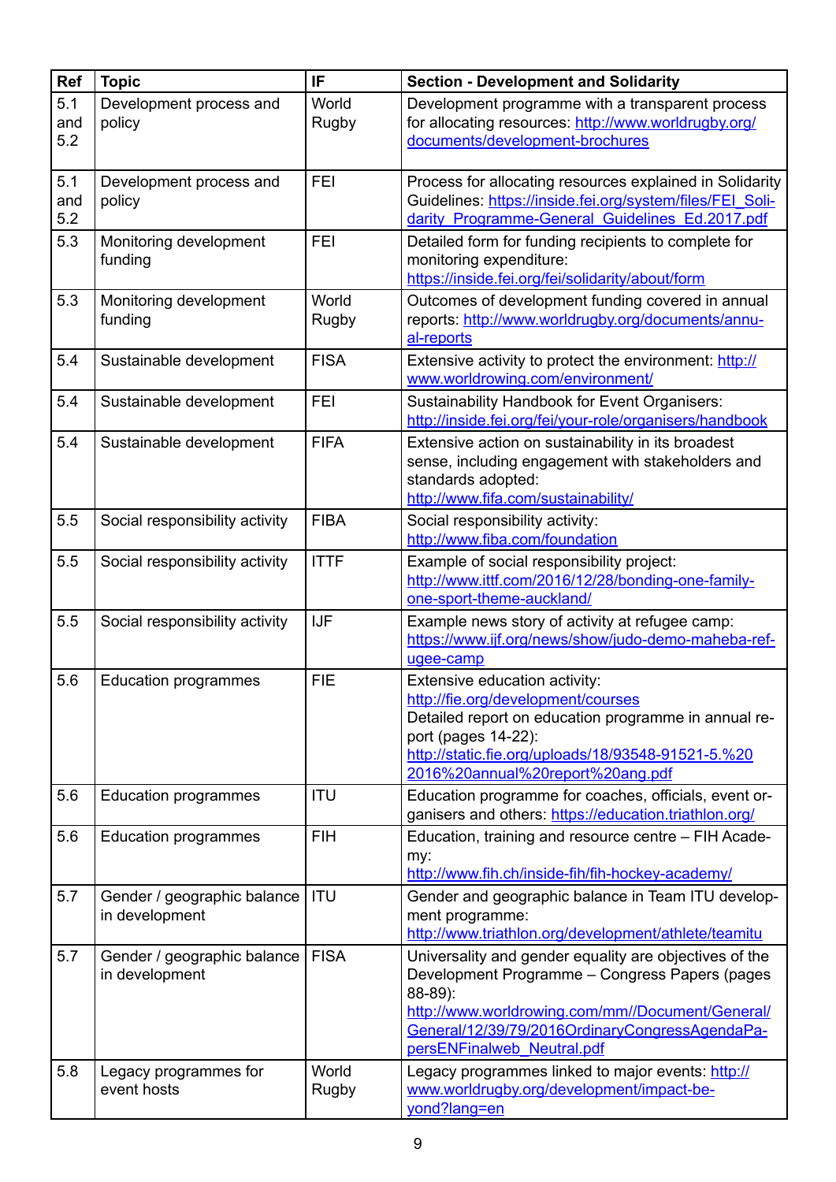| Ref | Topic | IF | Section - Development and Solidarity |
|---|---|---|---|
| 5.1 and 5.2 | Development process and policy | World Rugby | Development programme with a transparent process for allocating resources: http://www.worldrugby.org/documents/development-brochures |
| 5.1 and 5.2 | Development process and policy | FEI | Process for allocating resources explained in Solidarity Guidelines: https://inside.fei.org/system/files/FEI_Solidarity_Programme-General_Guidelines_Ed.2017.pdf |
| 5.3 | Monitoring development funding | FEI | Detailed form for funding recipients to complete for monitoring expenditure: https://inside.fei.org/fei/solidarity/about/form |
| 5.3 | Monitoring development funding | World Rugby | Outcomes of development funding covered in annual reports: http://www.worldrugby.org/documents/annual-reports |
| 5.4 | Sustainable development | FISA | Extensive activity to protect the environment: http://www.worldrowing.com/environment/ |
| 5.4 | Sustainable development | FEI | Sustainability Handbook for Event Organisers: http://inside.fei.org/fei/your-role/organisers/handbook |
| 5.4 | Sustainable development | FIFA | Extensive action on sustainability in its broadest sense, including engagement with stakeholders and standards adopted: http://www.fifa.com/sustainability/ |
| 5.5 | Social responsibility activity | FIBA | Social responsibility activity: http://www.fiba.com/foundation |
| 5.5 | Social responsibility activity | ITTF | Example of social responsibility project: http://www.ittf.com/2016/12/28/bonding-one-family-one-sport-theme-auckland/ |
| 5.5 | Social responsibility activity | IJF | Example news story of activity at refugee camp: https://www.ijf.org/news/show/judo-demo-maheba-refugee-camp |
| 5.6 | Education programmes | FIE | Extensive education activity: http://fie.org/development/courses Detailed report on education programme in annual report (pages 14-22): http://static.fie.org/uploads/18/93548-91521-5.%202016%20annual%20report%20ang.pdf |
| 5.6 | Education programmes | ITU | Education programme for coaches, officials, event organisers and others: https://education.triathlon.org/ |
| 5.6 | Education programmes | FIH | Education, training and resource centre – FIH Academy: http://www.fih.ch/inside-fih/fih-hockey-academy/ |
| 5.7 | Gender / geographic balance in development | ITU | Gender and geographic balance in Team ITU development programme: http://www.triathlon.org/development/athlete/teamitu |
| 5.7 | Gender / geographic balance in development | FISA | Universality and gender equality are objectives of the Development Programme – Congress Papers (pages 88-89): http://www.worldrowing.com/mm//Document/General/General/12/39/79/2016OrdinaryCongressAgendaPapersENFinalweb_Neutral.pdf |
| 5.8 | Legacy programmes for event hosts | World Rugby | Legacy programmes linked to major events: http://www.worldrugby.org/development/impact-beyond?lang=en |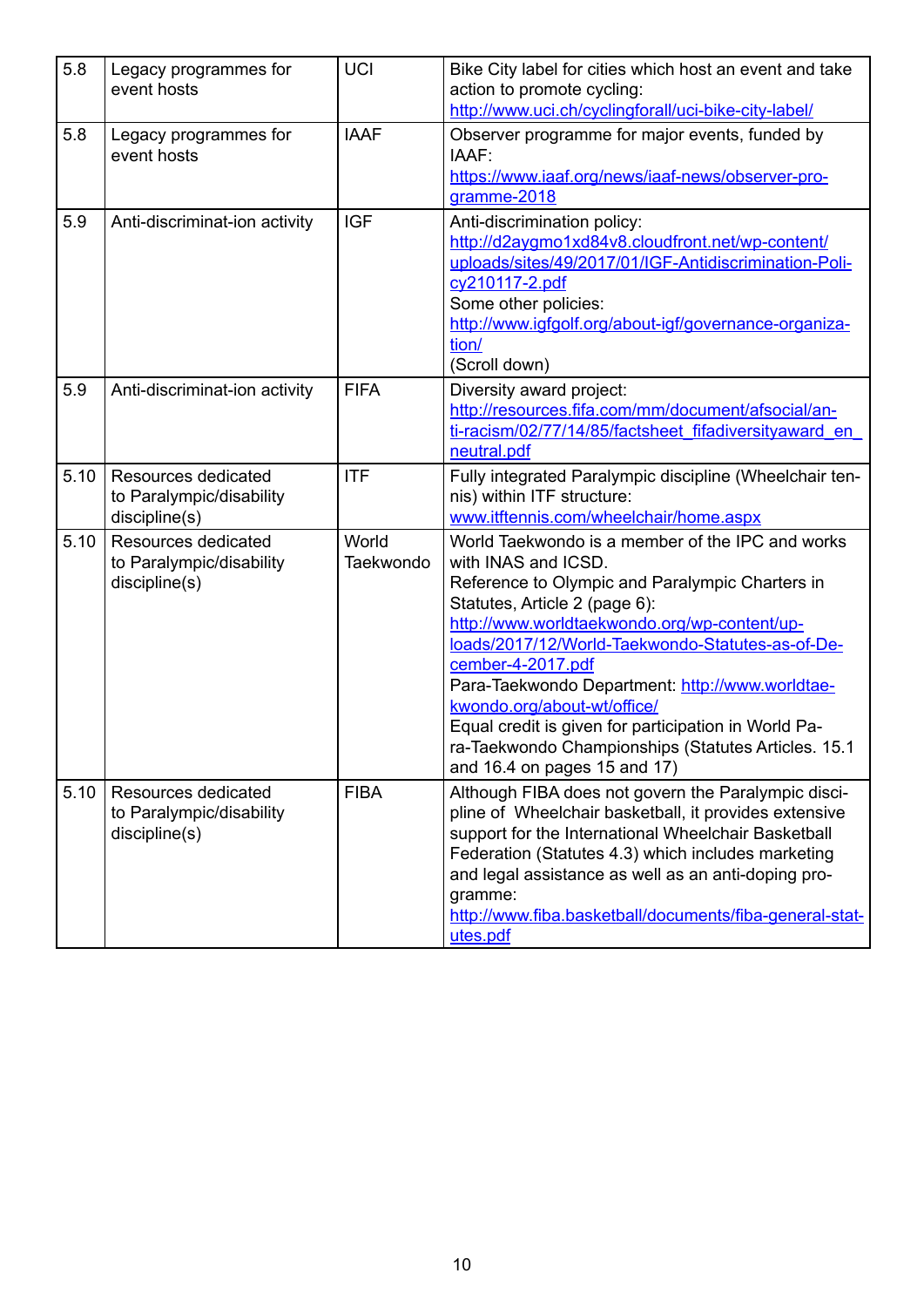| 5.8 | Legacy programmes for event hosts | UCI | Bike City label for cities which host an event and take action to promote cycling: http://www.uci.ch/cyclingforall/uci-bike-city-label/ |
|---|---|---|---|
| 5.8 | Legacy programmes for event hosts | IAAF | Observer programme for major events, funded by IAAF: https://www.iaaf.org/news/iaaf-news/observer-programme-2018 |
| 5.9 | Anti-discriminat-ion activity | IGF | Anti-discrimination policy: http://d2aygmo1xd84v8.cloudfront.net/wp-content/uploads/sites/49/2017/01/IGF-Antidiscrimination-Policy210117-2.pdf<br>Some other policies: http://www.igfgolf.org/about-igf/governance-organization/<br>(Scroll down) |
| 5.9 | Anti-discriminat-ion activity | FIFA | Diversity award project: http://resources.fifa.com/mm/document/afsocial/anti-racism/02/77/14/85/factsheet_fifadiversityaward_en_neutral.pdf |
| 5.10 | Resources dedicated to Paralympic/disability discipline(s) | ITF | Fully integrated Paralympic discipline (Wheelchair tennis) within ITF structure: www.itftennis.com/wheelchair/home.aspx |
| 5.10 | Resources dedicated to Paralympic/disability discipline(s) | World Taekwondo | World Taekwondo is a member of the IPC and works with INAS and ICSD.<br>Reference to Olympic and Paralympic Charters in Statutes, Article 2 (page 6): http://www.worldtaekwondo.org/wp-content/uploads/2017/12/World-Taekwondo-Statutes-as-of-December-4-2017.pdf<br>Para-Taekwondo Department: http://www.worldtaekwondo.org/about-wt/office/<br>Equal credit is given for participation in World Para-Taekwondo Championships (Statutes Articles. 15.1 and 16.4 on pages 15 and 17) |
| 5.10 | Resources dedicated to Paralympic/disability discipline(s) | FIBA | Although FIBA does not govern the Paralympic discipline of Wheelchair basketball, it provides extensive support for the International Wheelchair Basketball Federation (Statutes 4.3) which includes marketing and legal assistance as well as an anti-doping programme: http://www.fiba.basketball/documents/fiba-general-statutes.pdf |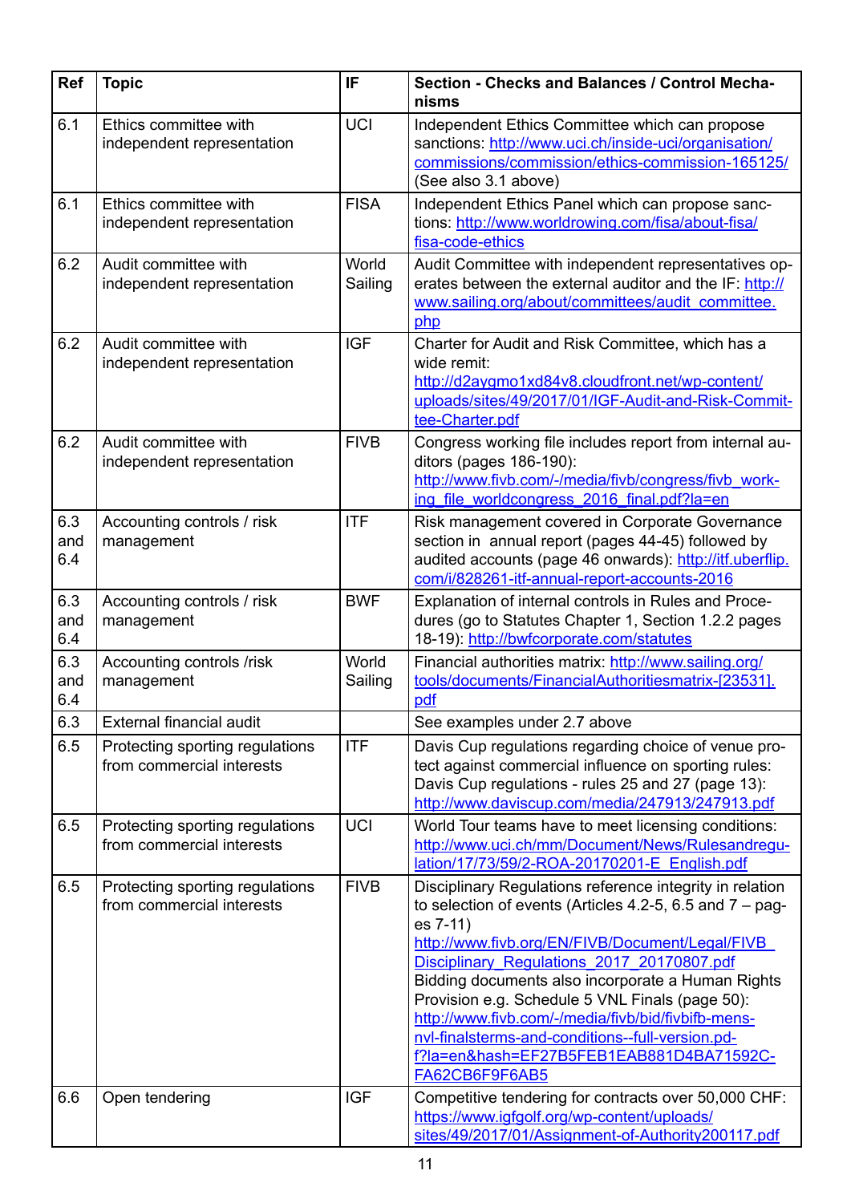| Ref | Topic | IF | Section - Checks and Balances / Control Mechanisms |
|---|---|---|---|
| 6.1 | Ethics committee with independent representation | UCI | Independent Ethics Committee which can propose sanctions: http://www.uci.ch/inside-uci/organisation/commissions/commission/ethics-commission-165125/ (See also 3.1 above) |
| 6.1 | Ethics committee with independent representation | FISA | Independent Ethics Panel which can propose sanctions: http://www.worldrowing.com/fisa/about-fisa/fisa-code-ethics |
| 6.2 | Audit committee with independent representation | World Sailing | Audit Committee with independent representatives operates between the external auditor and the IF: http://www.sailing.org/about/committees/audit_committee.php |
| 6.2 | Audit committee with independent representation | IGF | Charter for Audit and Risk Committee, which has a wide remit: http://d2aygmo1xd84v8.cloudfront.net/wp-content/uploads/sites/49/2017/01/IGF-Audit-and-Risk-Committee-Charter.pdf |
| 6.2 | Audit committee with independent representation | FIVB | Congress working file includes report from internal auditors (pages 186-190): http://www.fivb.com/-/media/fivb/congress/fivb_working_file_worldcongress_2016_final.pdf?la=en |
| 6.3 and 6.4 | Accounting controls / risk management | ITF | Risk management covered in Corporate Governance section in annual report (pages 44-45) followed by audited accounts (page 46 onwards): http://itf.uberflip.com/i/828261-itf-annual-report-accounts-2016 |
| 6.3 and 6.4 | Accounting controls / risk management | BWF | Explanation of internal controls in Rules and Procedures (go to Statutes Chapter 1, Section 1.2.2 pages 18-19): http://bwfcorporate.com/statutes |
| 6.3 and 6.4 | Accounting controls /risk management | World Sailing | Financial authorities matrix: http://www.sailing.org/tools/documents/FinancialAuthoritiesmatrix-[23531].pdf |
| 6.3 | External financial audit | | See examples under 2.7 above |
| 6.5 | Protecting sporting regulations from commercial interests | ITF | Davis Cup regulations regarding choice of venue protect against commercial influence on sporting rules: Davis Cup regulations - rules 25 and 27 (page 13): http://www.daviscup.com/media/247913/247913.pdf |
| 6.5 | Protecting sporting regulations from commercial interests | UCI | World Tour teams have to meet licensing conditions: http://www.uci.ch/mm/Document/News/Rulesandregulation/17/73/59/2-ROA-20170201-E_English.pdf |
| 6.5 | Protecting sporting regulations from commercial interests | FIVB | Disciplinary Regulations reference integrity in relation to selection of events (Articles 4.2-5, 6.5 and 7 – pages 7-11) http://www.fivb.org/EN/FIVB/Document/Legal/FIVB_Disciplinary_Regulations_2017_20170807.pdf Bidding documents also incorporate a Human Rights Provision e.g. Schedule 5 VNL Finals (page 50): http://www.fivb.com/-/media/fivb/bid/fivbifb-mens-nvl-finalsterms-and-conditions--full-version.pdf?la=en&hash=EF27B5FEB1EAB881D4BA71592CFA62CB6F9F6AB5 |
| 6.6 | Open tendering | IGF | Competitive tendering for contracts over 50,000 CHF: https://www.igfgolf.org/wp-content/uploads/sites/49/2017/01/Assignment-of-Authority200117.pdf |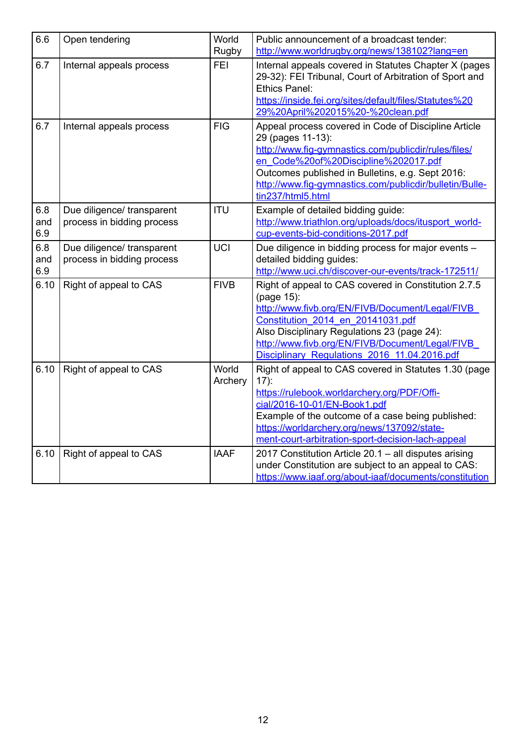| | | | |
|---|---|---|---|
| 6.6 | Open tendering | World Rugby | Public announcement of a broadcast tender: http://www.worldrugby.org/news/138102?lang=en |
| 6.7 | Internal appeals process | FEI | Internal appeals covered in Statutes Chapter X (pages 29-32): FEI Tribunal, Court of Arbitration of Sport and Ethics Panel: https://inside.fei.org/sites/default/files/Statutes%20 29%20April%202015%20-%20clean.pdf |
| 6.7 | Internal appeals process | FIG | Appeal process covered in Code of Discipline Article 29 (pages 11-13): http://www.fig-gymnastics.com/publicdir/rules/files/ en_Code%20of%20Discipline%202017.pdf Outcomes published in Bulletins, e.g. Sept 2016: http://www.fig-gymnastics.com/publicdir/bulletin/Bulletin237/html5.html |
| 6.8 and 6.9 | Due diligence/ transparent process in bidding process | ITU | Example of detailed bidding guide: http://www.triathlon.org/uploads/docs/itusport_world-cup-events-bid-conditions-2017.pdf |
| 6.8 and 6.9 | Due diligence/ transparent process in bidding process | UCI | Due diligence in bidding process for major events – detailed bidding guides: http://www.uci.ch/discover-our-events/track-172511/ |
| 6.10 | Right of appeal to CAS | FIVB | Right of appeal to CAS covered in Constitution 2.7.5 (page 15): http://www.fivb.org/EN/FIVB/Document/Legal/FIVB_ Constitution_2014_en_20141031.pdf Also Disciplinary Regulations 23 (page 24): http://www.fivb.org/EN/FIVB/Document/Legal/FIVB_ Disciplinary_Regulations_2016_11.04.2016.pdf |
| 6.10 | Right of appeal to CAS | World Archery | Right of appeal to CAS covered in Statutes 1.30 (page 17): https://rulebook.worldarchery.org/PDF/Official/2016-10-01/EN-Book1.pdf Example of the outcome of a case being published: https://worldarchery.org/news/137092/statement-court-arbitration-sport-decision-lach-appeal |
| 6.10 | Right of appeal to CAS | IAAF | 2017 Constitution Article 20.1 – all disputes arising under Constitution are subject to an appeal to CAS: https://www.iaaf.org/about-iaaf/documents/constitution |